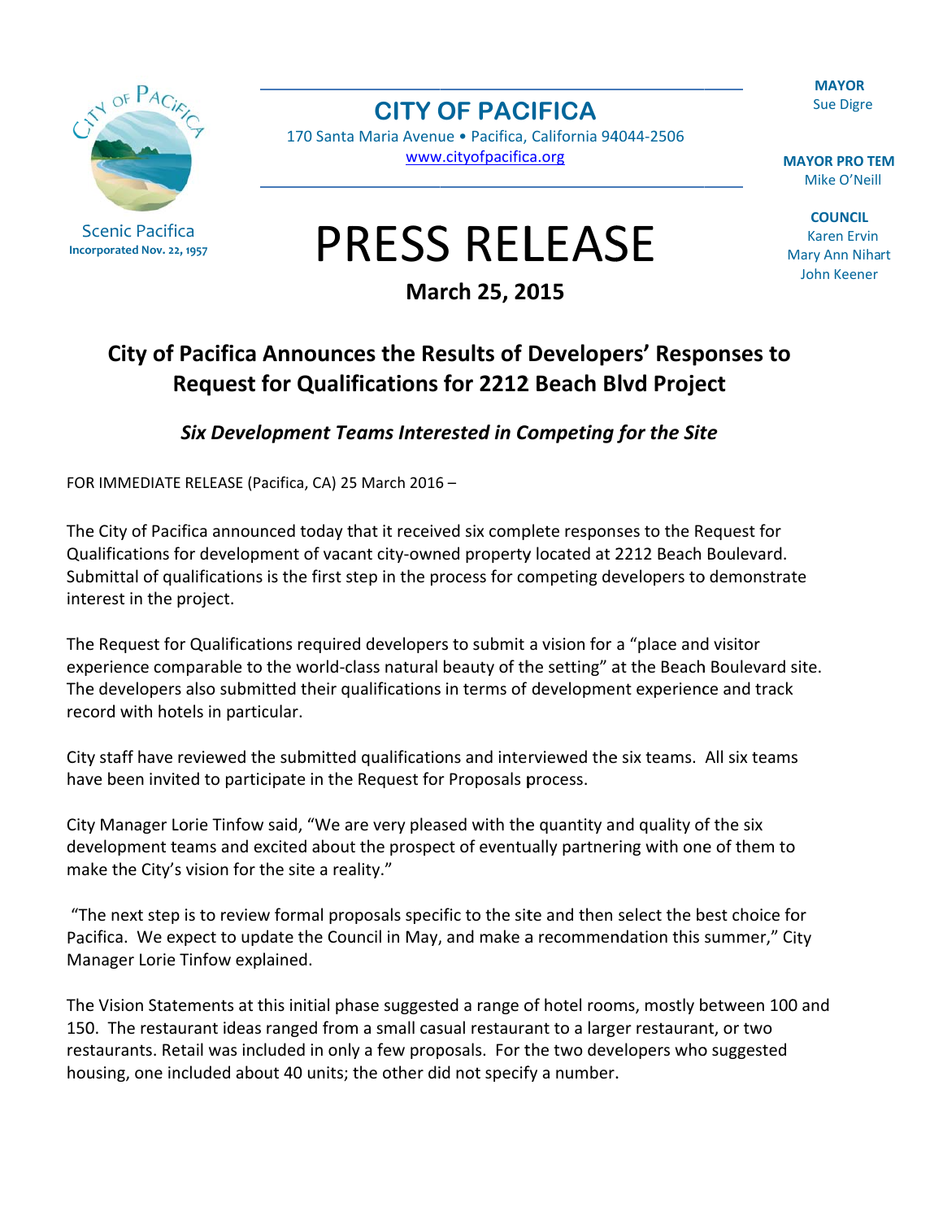Scenic Pacifica
Incorporated Nov. 22, 1957

# CITY OF PACIFICA

170 Santa Maria Avenue • Pacifica, California 94044-2506
www.cityofpacifica.org

**MAYOR**
Sue Digre

**MAYOR PRO TEM**
Mike O'Neill

**COUNCIL**
Karen Ervin
Mary Ann Nihart
John Keener

# PRESS RELEASE

**March 25, 2015**

## City of Pacifica Announces the Results of Developers' Responses to Request for Qualifications for 2212 Beach Blvd Project

***Six Development Teams Interested in Competing for the Site***

FOR IMMEDIATE RELEASE (Pacifica, CA) 25 March 2016 –

The City of Pacifica announced today that it received six complete responses to the Request for Qualifications for development of vacant city-owned property located at 2212 Beach Boulevard. Submittal of qualifications is the first step in the process for competing developers to demonstrate interest in the project.

The Request for Qualifications required developers to submit a vision for a "place and visitor experience comparable to the world-class natural beauty of the setting" at the Beach Boulevard site. The developers also submitted their qualifications in terms of development experience and track record with hotels in particular.

City staff have reviewed the submitted qualifications and interviewed the six teams. All six teams have been invited to participate in the Request for Proposals process.

City Manager Lorie Tinfow said, "We are very pleased with the quantity and quality of the six development teams and excited about the prospect of eventually partnering with one of them to make the City's vision for the site a reality."

"The next step is to review formal proposals specific to the site and then select the best choice for Pacifica. We expect to update the Council in May, and make a recommendation this summer," City Manager Lorie Tinfow explained.

The Vision Statements at this initial phase suggested a range of hotel rooms, mostly between 100 and 150. The restaurant ideas ranged from a small casual restaurant to a larger restaurant, or two restaurants. Retail was included in only a few proposals. For the two developers who suggested housing, one included about 40 units; the other did not specify a number.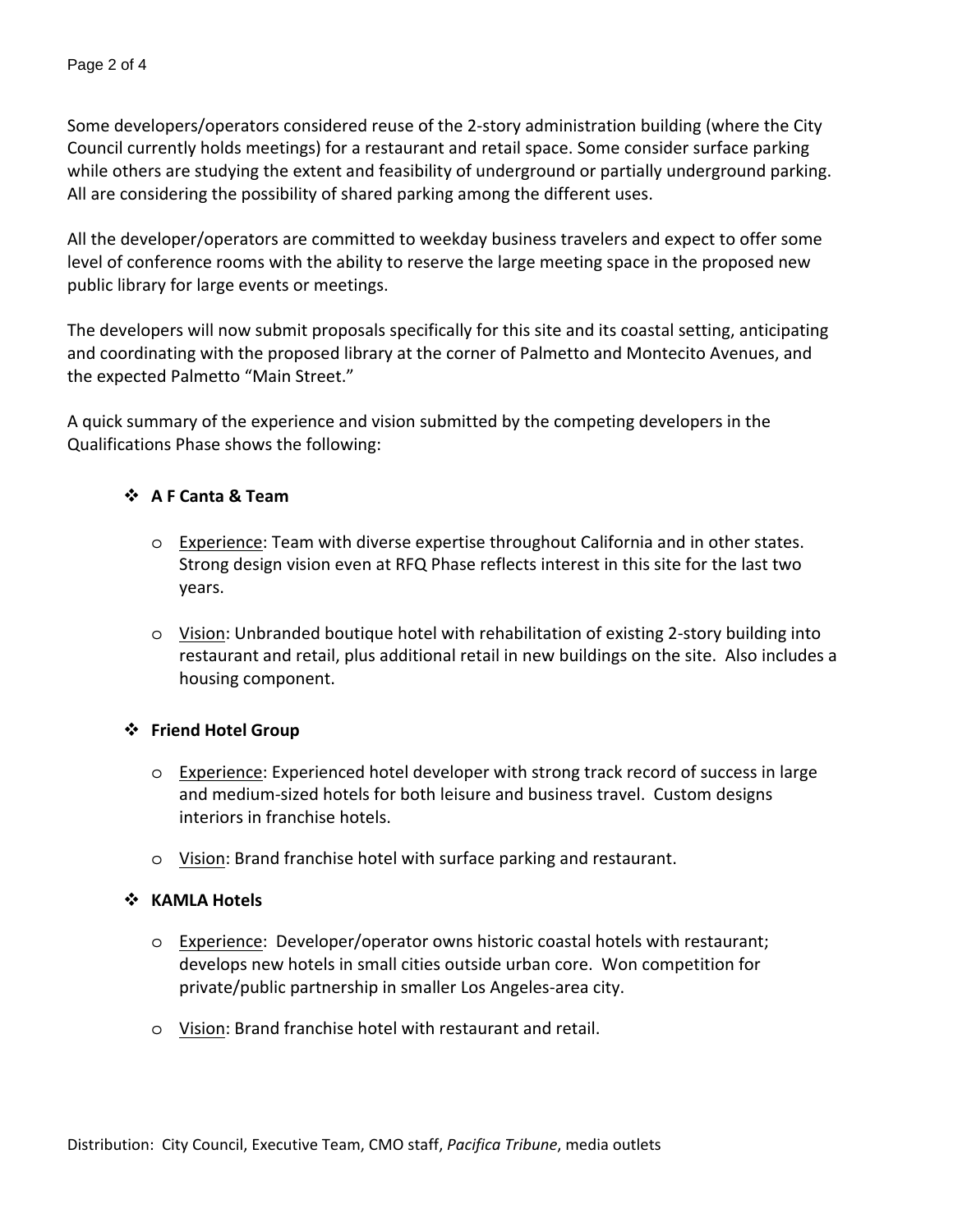Some developers/operators considered reuse of the 2-story administration building (where the City Council currently holds meetings) for a restaurant and retail space. Some consider surface parking while others are studying the extent and feasibility of underground or partially underground parking. All are considering the possibility of shared parking among the different uses.

All the developer/operators are committed to weekday business travelers and expect to offer some level of conference rooms with the ability to reserve the large meeting space in the proposed new public library for large events or meetings.

The developers will now submit proposals specifically for this site and its coastal setting, anticipating and coordinating with the proposed library at the corner of Palmetto and Montecito Avenues, and the expected Palmetto "Main Street."

A quick summary of the experience and vision submitted by the competing developers in the Qualifications Phase shows the following:

- **A F Canta & Team**
  - Experience: Team with diverse expertise throughout California and in other states. Strong design vision even at RFQ Phase reflects interest in this site for the last two years.
  - Vision: Unbranded boutique hotel with rehabilitation of existing 2-story building into restaurant and retail, plus additional retail in new buildings on the site. Also includes a housing component.

- **Friend Hotel Group**
  - Experience: Experienced hotel developer with strong track record of success in large and medium-sized hotels for both leisure and business travel. Custom designs interiors in franchise hotels.
  - Vision: Brand franchise hotel with surface parking and restaurant.

- **KAMLA Hotels**
  - Experience: Developer/operator owns historic coastal hotels with restaurant; develops new hotels in small cities outside urban core. Won competition for private/public partnership in smaller Los Angeles-area city.
  - Vision: Brand franchise hotel with restaurant and retail.

Distribution: City Council, Executive Team, CMO staff, *Pacifica Tribune*, media outlets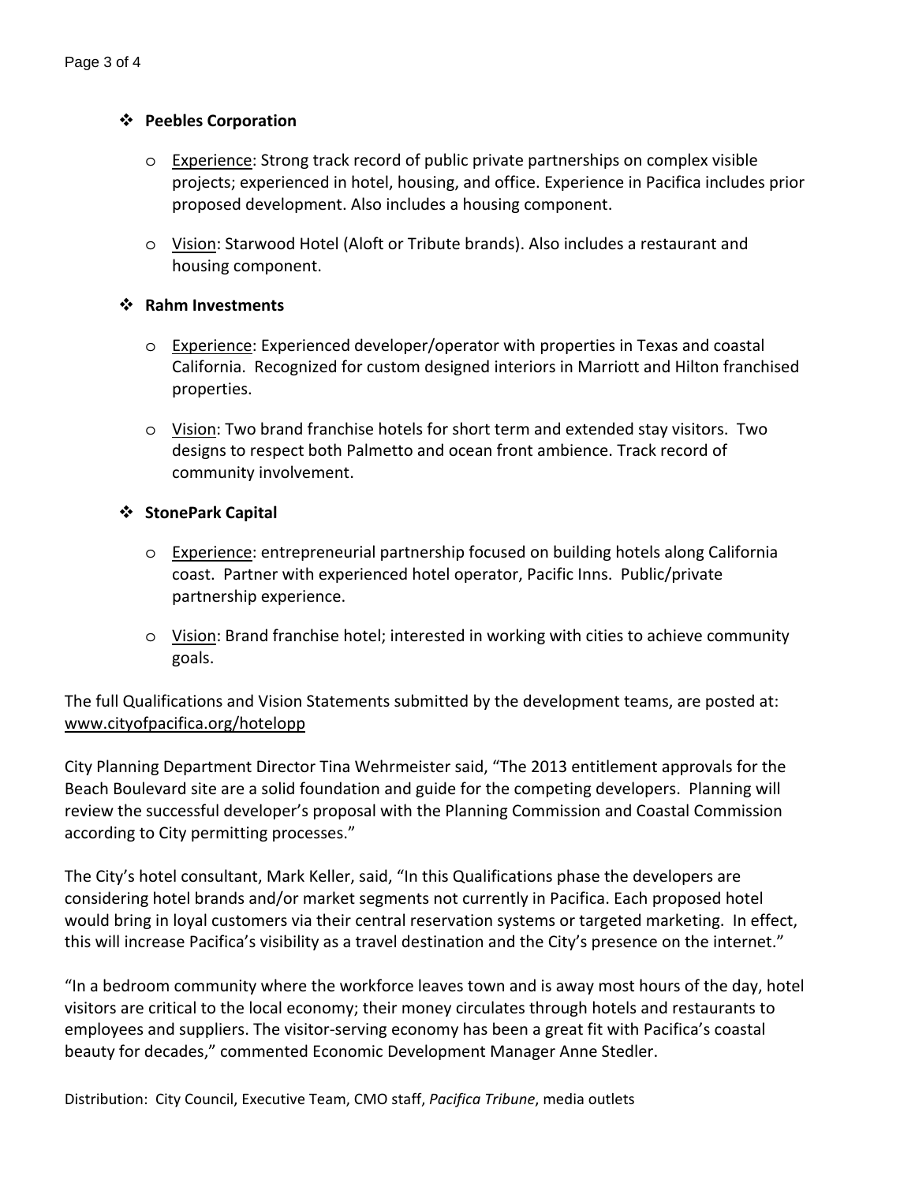- **Peebles Corporation**
    - Experience: Strong track record of public private partnerships on complex visible projects; experienced in hotel, housing, and office. Experience in Pacifica includes prior proposed development. Also includes a housing component.
    - Vision: Starwood Hotel (Aloft or Tribute brands). Also includes a restaurant and housing component.

- **Rahm Investments**
    - Experience: Experienced developer/operator with properties in Texas and coastal California. Recognized for custom designed interiors in Marriott and Hilton franchised properties.
    - Vision: Two brand franchise hotels for short term and extended stay visitors. Two designs to respect both Palmetto and ocean front ambience. Track record of community involvement.

- **StonePark Capital**
    - Experience: entrepreneurial partnership focused on building hotels along California coast. Partner with experienced hotel operator, Pacific Inns. Public/private partnership experience.
    - Vision: Brand franchise hotel; interested in working with cities to achieve community goals.

The full Qualifications and Vision Statements submitted by the development teams, are posted at: www.cityofpacifica.org/hotelopp

City Planning Department Director Tina Wehrmeister said, "The 2013 entitlement approvals for the Beach Boulevard site are a solid foundation and guide for the competing developers. Planning will review the successful developer's proposal with the Planning Commission and Coastal Commission according to City permitting processes."

The City's hotel consultant, Mark Keller, said, "In this Qualifications phase the developers are considering hotel brands and/or market segments not currently in Pacifica. Each proposed hotel would bring in loyal customers via their central reservation systems or targeted marketing. In effect, this will increase Pacifica's visibility as a travel destination and the City's presence on the internet."

"In a bedroom community where the workforce leaves town and is away most hours of the day, hotel visitors are critical to the local economy; their money circulates through hotels and restaurants to employees and suppliers. The visitor-serving economy has been a great fit with Pacifica's coastal beauty for decades," commented Economic Development Manager Anne Stedler.

Distribution: City Council, Executive Team, CMO staff, *Pacifica Tribune*, media outlets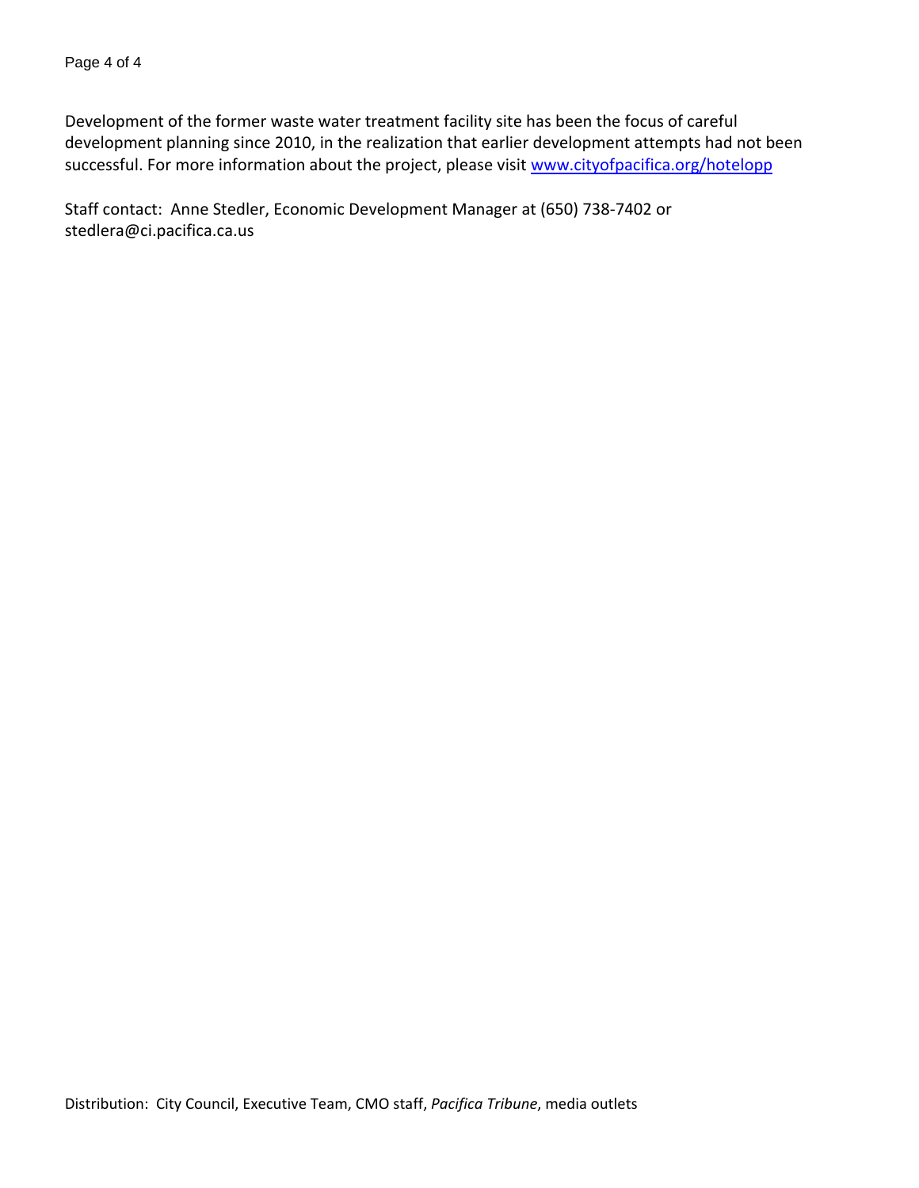Development of the former waste water treatment facility site has been the focus of careful development planning since 2010, in the realization that earlier development attempts had not been successful. For more information about the project, please visit [www.cityofpacifica.org/hotelopp](http://www.cityofpacifica.org/hotelopp)

Staff contact: Anne Stedler, Economic Development Manager at (650) 738-7402 or stedlera@ci.pacifica.ca.us

Distribution: City Council, Executive Team, CMO staff, *Pacifica Tribune*, media outlets